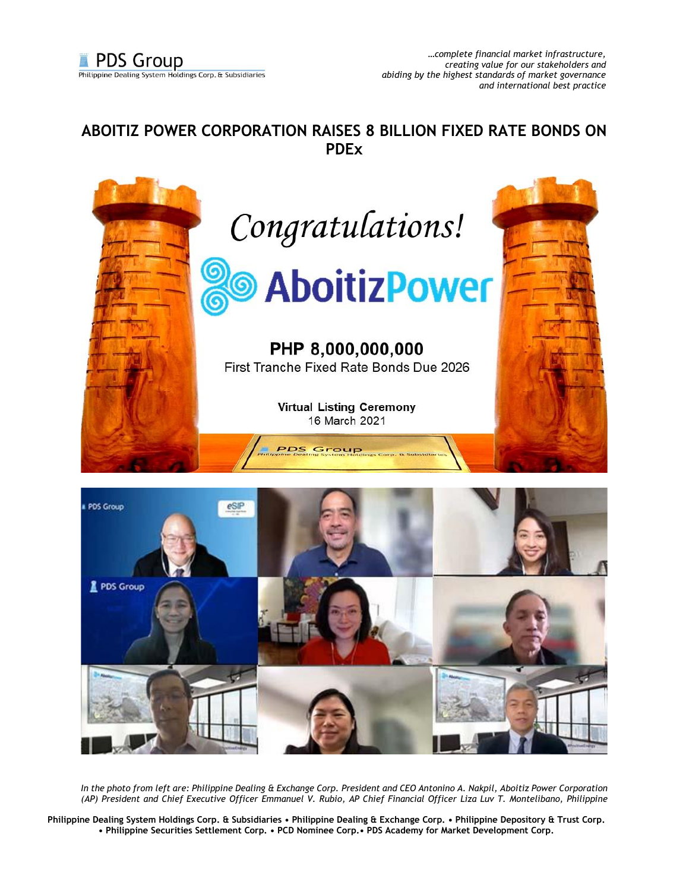*...complete financial market infrastructure, creating value for our stakeholders and abiding by the highest standards of market governance and international best practice*

# ABOITIZ POWER CORPORATION RAISES 8 BILLION FIXED RATE BONDS ON PDEx

*In the photo from left are: Philippine Dealing & Exchange Corp. President and CEO Antonino A. Nakpil, Aboitiz Power Corporation (AP) President and Chief Executive Officer Emmanuel V. Rubio, AP Chief Financial Officer Liza Luv T. Montelibano, Philippine*

**Philippine Dealing System Holdings Corp. & Subsidiaries • Philippine Dealing & Exchange Corp. • Philippine Depository & Trust Corp. • Philippine Securities Settlement Corp. • PCD Nominee Corp.• PDS Academy for Market Development Corp.**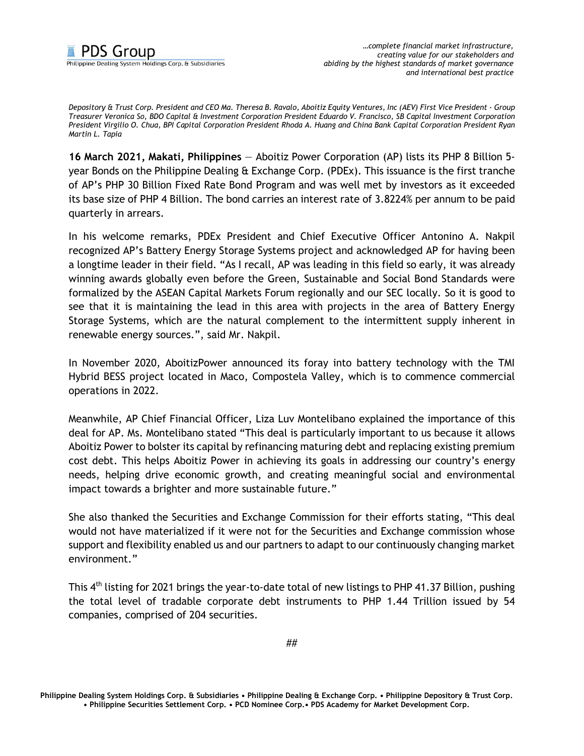*Depository & Trust Corp. President and CEO Ma. Theresa B. Ravalo, Aboitiz Equity Ventures, Inc (AEV) First Vice President - Group Treasurer Veronica So, BDO Capital & Investment Corporation President Eduardo V. Francisco, SB Capital Investment Corporation President Virgilio O. Chua, BPI Capital Corporation President Rhoda A. Huang and China Bank Capital Corporation President Ryan Martin L. Tapia*

**16 March 2021, Makati, Philippines** — Aboitiz Power Corporation (AP) lists its PHP 8 Billion 5-year Bonds on the Philippine Dealing & Exchange Corp. (PDEx). This issuance is the first tranche of AP's PHP 30 Billion Fixed Rate Bond Program and was well met by investors as it exceeded its base size of PHP 4 Billion. The bond carries an interest rate of 3.8224% per annum to be paid quarterly in arrears.

In his welcome remarks, PDEx President and Chief Executive Officer Antonino A. Nakpil recognized AP's Battery Energy Storage Systems project and acknowledged AP for having been a longtime leader in their field. "As I recall, AP was leading in this field so early, it was already winning awards globally even before the Green, Sustainable and Social Bond Standards were formalized by the ASEAN Capital Markets Forum regionally and our SEC locally. So it is good to see that it is maintaining the lead in this area with projects in the area of Battery Energy Storage Systems, which are the natural complement to the intermittent supply inherent in renewable energy sources.", said Mr. Nakpil.

In November 2020, AboitizPower announced its foray into battery technology with the TMI Hybrid BESS project located in Maco, Compostela Valley, which is to commence commercial operations in 2022.

Meanwhile, AP Chief Financial Officer, Liza Luv Montelibano explained the importance of this deal for AP. Ms. Montelibano stated "This deal is particularly important to us because it allows Aboitiz Power to bolster its capital by refinancing maturing debt and replacing existing premium cost debt. This helps Aboitiz Power in achieving its goals in addressing our country's energy needs, helping drive economic growth, and creating meaningful social and environmental impact towards a brighter and more sustainable future."

She also thanked the Securities and Exchange Commission for their efforts stating, "This deal would not have materialized if it were not for the Securities and Exchange commission whose support and flexibility enabled us and our partners to adapt to our continuously changing market environment."

This 4th listing for 2021 brings the year-to-date total of new listings to PHP 41.37 Billion, pushing the total level of tradable corporate debt instruments to PHP 1.44 Trillion issued by 54 companies, comprised of 204 securities.

##

**Philippine Dealing System Holdings Corp. & Subsidiaries • Philippine Dealing & Exchange Corp. • Philippine Depository & Trust Corp. • Philippine Securities Settlement Corp. • PCD Nominee Corp.• PDS Academy for Market Development Corp.**